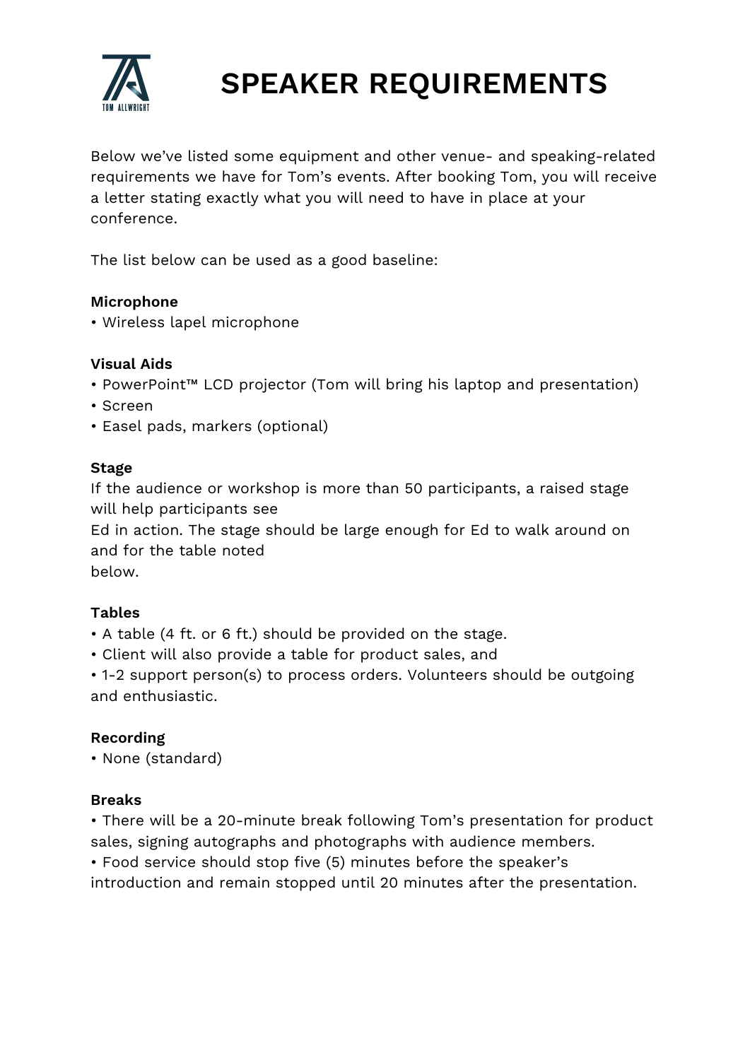# SPEAKER REQUIREMENTS

Below we've listed some equipment and other venue- and speaking-related requirements we have for Tom's events. After booking Tom, you will receive a letter stating exactly what you will need to have in place at your conference.

The list below can be used as a good baseline:

**Microphone**

- Wireless lapel microphone

**Visual Aids**

- PowerPoint™ LCD projector (Tom will bring his laptop and presentation)
- Screen
- Easel pads, markers (optional)

**Stage**

If the audience or workshop is more than 50 participants, a raised stage will help participants see Ed in action. The stage should be large enough for Ed to walk around on and for the table noted below.

**Tables**

- A table (4 ft. or 6 ft.) should be provided on the stage.
- Client will also provide a table for product sales, and
- 1-2 support person(s) to process orders. Volunteers should be outgoing and enthusiastic.

**Recording**

- None (standard)

**Breaks**

- There will be a 20-minute break following Tom's presentation for product sales, signing autographs and photographs with audience members.
- Food service should stop five (5) minutes before the speaker's introduction and remain stopped until 20 minutes after the presentation.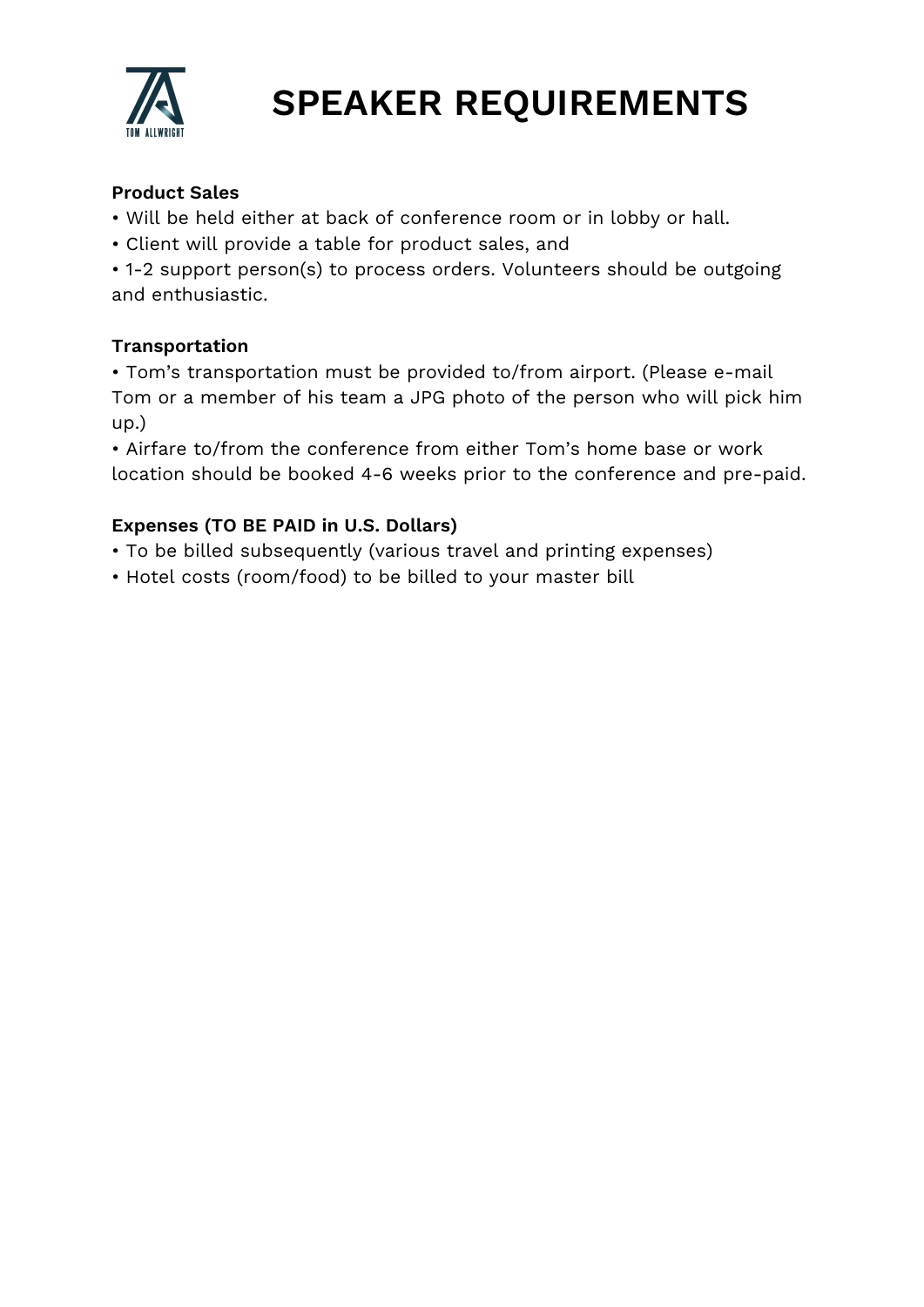# SPEAKER REQUIREMENTS

**Product Sales**

- Will be held either at back of conference room or in lobby or hall.
- Client will provide a table for product sales, and
- 1-2 support person(s) to process orders. Volunteers should be outgoing and enthusiastic.

**Transportation**

- Tom's transportation must be provided to/from airport. (Please e-mail Tom or a member of his team a JPG photo of the person who will pick him up.)
- Airfare to/from the conference from either Tom's home base or work location should be booked 4-6 weeks prior to the conference and pre-paid.

**Expenses (TO BE PAID in U.S. Dollars)**

- To be billed subsequently (various travel and printing expenses)
- Hotel costs (room/food) to be billed to your master bill